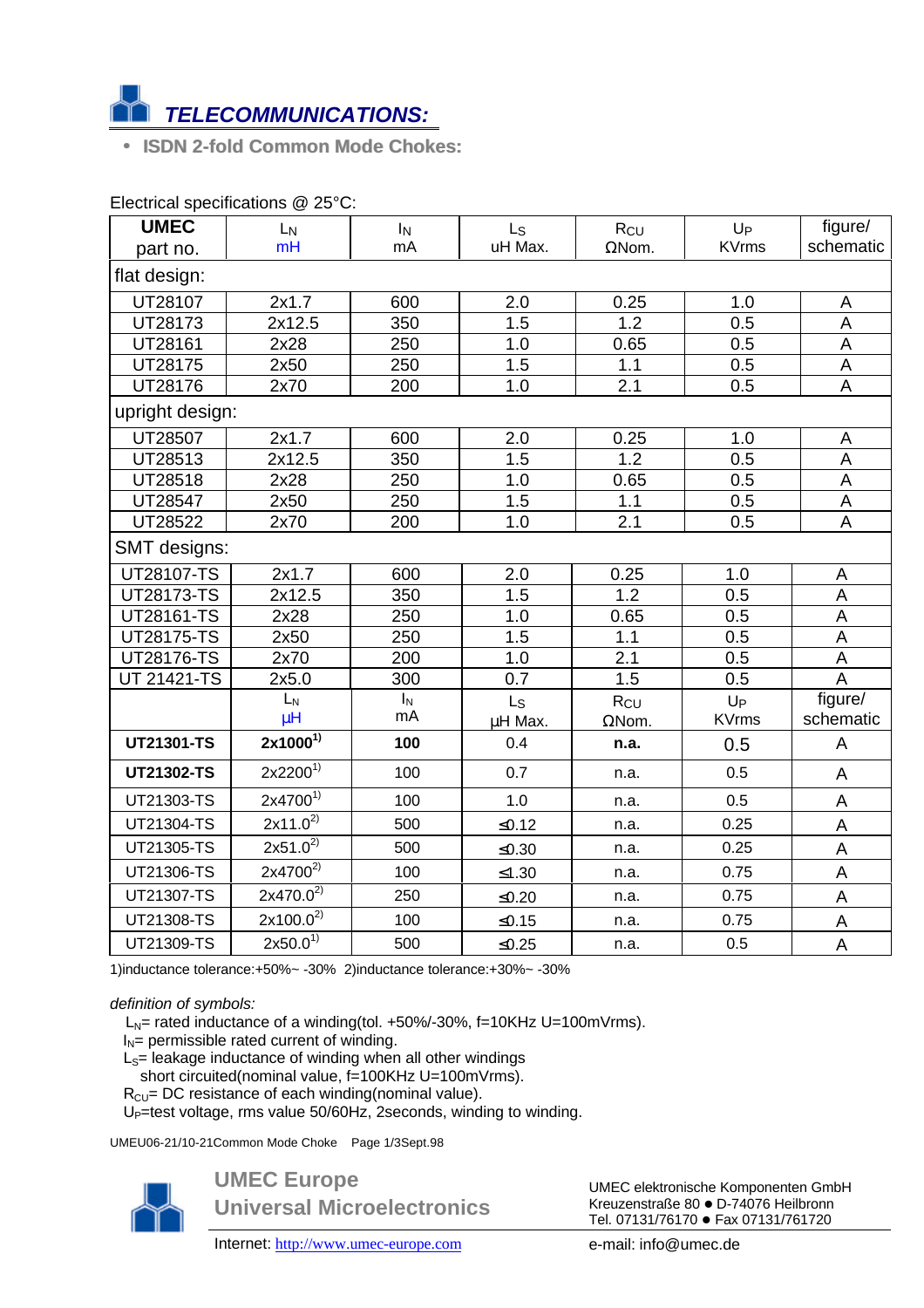# *TELECOMMUNICATIONS:*

- **ISDN 2-fold Common Mode Chokes:**

Electrical specifications @ 25°C:

| **UMEC** part no. | $L_N$ mH | $I_N$ mA | $L_S$ uH Max. | $R_{CU}$ ΩNom. | $U_P$ KVrms | figure/ schematic |
|---|---|---|---|---|---|---|
| flat design: | | | | | | |
| UT28107 | 2x1.7 | 600 | 2.0 | 0.25 | 1.0 | A |
| UT28173 | 2x12.5 | 350 | 1.5 | 1.2 | 0.5 | A |
| UT28161 | 2x28 | 250 | 1.0 | 0.65 | 0.5 | A |
| UT28175 | 2x50 | 250 | 1.5 | 1.1 | 0.5 | A |
| UT28176 | 2x70 | 200 | 1.0 | 2.1 | 0.5 | A |
| upright design: | | | | | | |
| UT28507 | 2x1.7 | 600 | 2.0 | 0.25 | 1.0 | A |
| UT28513 | 2x12.5 | 350 | 1.5 | 1.2 | 0.5 | A |
| UT28518 | 2x28 | 250 | 1.0 | 0.65 | 0.5 | A |
| UT28547 | 2x50 | 250 | 1.5 | 1.1 | 0.5 | A |
| UT28522 | 2x70 | 200 | 1.0 | 2.1 | 0.5 | A |
| SMT designs: | | | | | | |
| UT28107-TS | 2x1.7 | 600 | 2.0 | 0.25 | 1.0 | A |
| UT28173-TS | 2x12.5 | 350 | 1.5 | 1.2 | 0.5 | A |
| UT28161-TS | 2x28 | 250 | 1.0 | 0.65 | 0.5 | A |
| UT28175-TS | 2x50 | 250 | 1.5 | 1.1 | 0.5 | A |
| UT28176-TS | 2x70 | 200 | 1.0 | 2.1 | 0.5 | A |
| UT 21421-TS | 2x5.0 | 300 | 0.7 | 1.5 | 0.5 | A |
| | $L_N$ µH | $I_N$ mA | $L_S$ µH Max. | $R_{CU}$ ΩNom. | $U_P$ KVrms | figure/ schematic |
| **UT21301-TS** | **2x1000[1)]** | **100** | 0.4 | **n.a.** | 0.5 | A |
| **UT21302-TS** | 2x2200[1)] | 100 | 0.7 | n.a. | 0.5 | A |
| UT21303-TS | 2x4700[1)] | 100 | 1.0 | n.a. | 0.5 | A |
| UT21304-TS | 2x11.0[2)] | 500 | ≤0.12 | n.a. | 0.25 | A |
| UT21305-TS | 2x51.0[2)] | 500 | ≤0.30 | n.a. | 0.25 | A |
| UT21306-TS | 2x4700[2)] | 100 | ≤1.30 | n.a. | 0.75 | A |
| UT21307-TS | 2x470.0[2)] | 250 | ≤0.20 | n.a. | 0.75 | A |
| UT21308-TS | 2x100.0[2)] | 100 | ≤0.15 | n.a. | 0.75 | A |
| UT21309-TS | 2x50.0[1)] | 500 | ≤0.25 | n.a. | 0.5 | A |

1)inductance tolerance:+50%~ -30%  2)inductance tolerance:+30%~ -30%

*definition of symbols:*

$L_N$= rated inductance of a winding(tol. +50%/-30%, f=10KHz U=100mVrms).
$I_N$= permissible rated current of winding.
$L_S$= leakage inductance of winding when all other windings short circuited(nominal value, f=100KHz U=100mVrms).
$R_{CU}$= DC resistance of each winding(nominal value).
$U_P$=test voltage, rms value 50/60Hz, 2seconds, winding to winding.

UMEU06-21/10-21Common Mode Choke  Page 1/3Sept.98

**UMEC Europe**
**Universal Microelectronics**

UMEC elektronische Komponenten GmbH
Kreuzenstraße 80 ● D-74076 Heilbronn
Tel. 07131/76170 ● Fax 07131/761720

Internet: http://www.umec-europe.com
e-mail: info@umec.de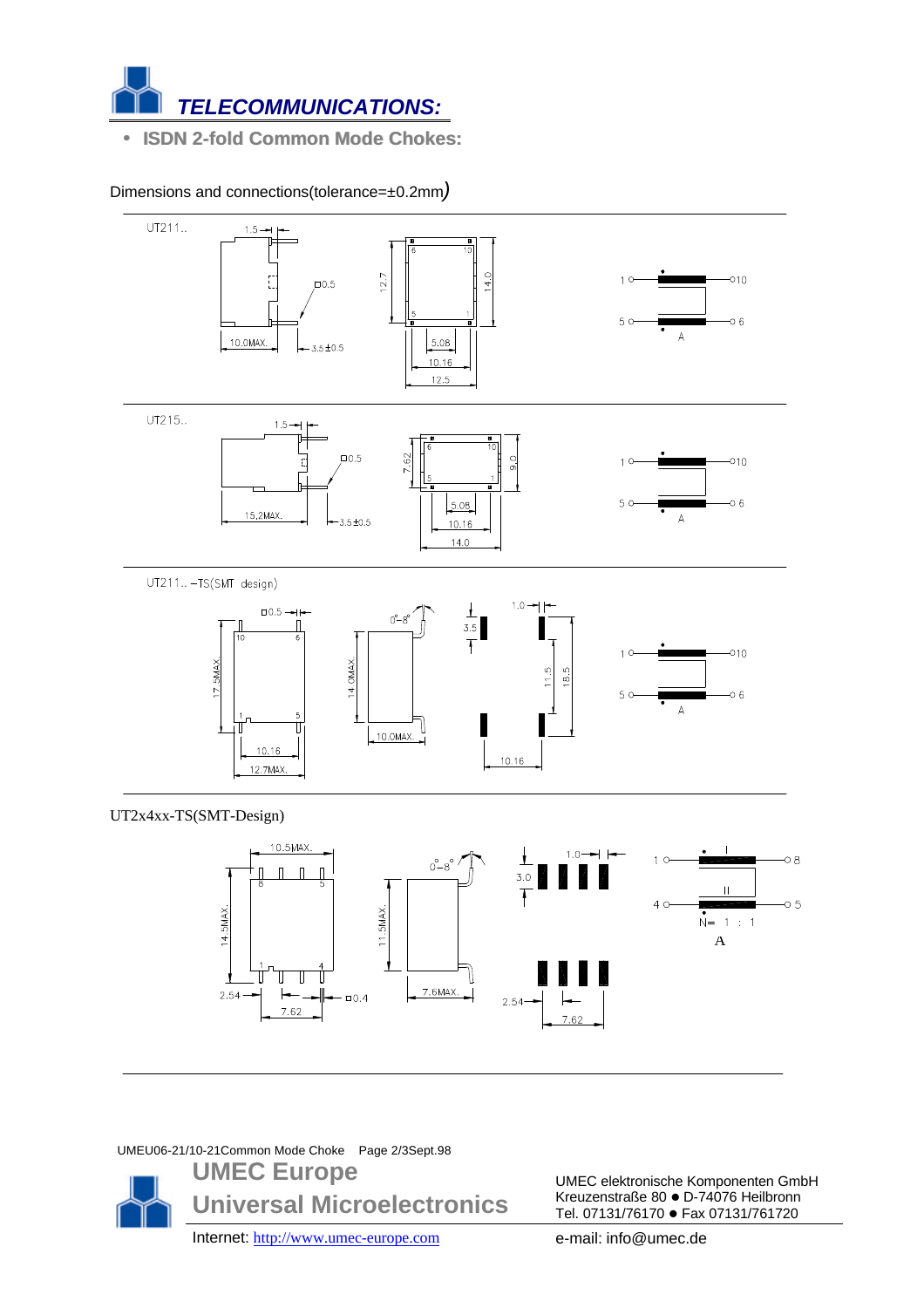# TELECOMMUNICATIONS:

- **ISDN 2-fold Common Mode Chokes:**

Dimensions and connections(tolerance=±0.2mm)

UT211..

UT215..

UT211.. –TS(SMT design)

UT2x4xx-TS(SMT-Design)

UMEU06-21/10-21Common Mode Choke Page 2/3Sept.98

**UMEC Europe**

**Universal Microelectronics**

Internet: http://www.umec-europe.com

UMEC elektronische Komponenten GmbH
Kreuzenstraße 80 ● D-74076 Heilbronn
Tel. 07131/76170 ● Fax 07131/761720

e-mail: info@umec.de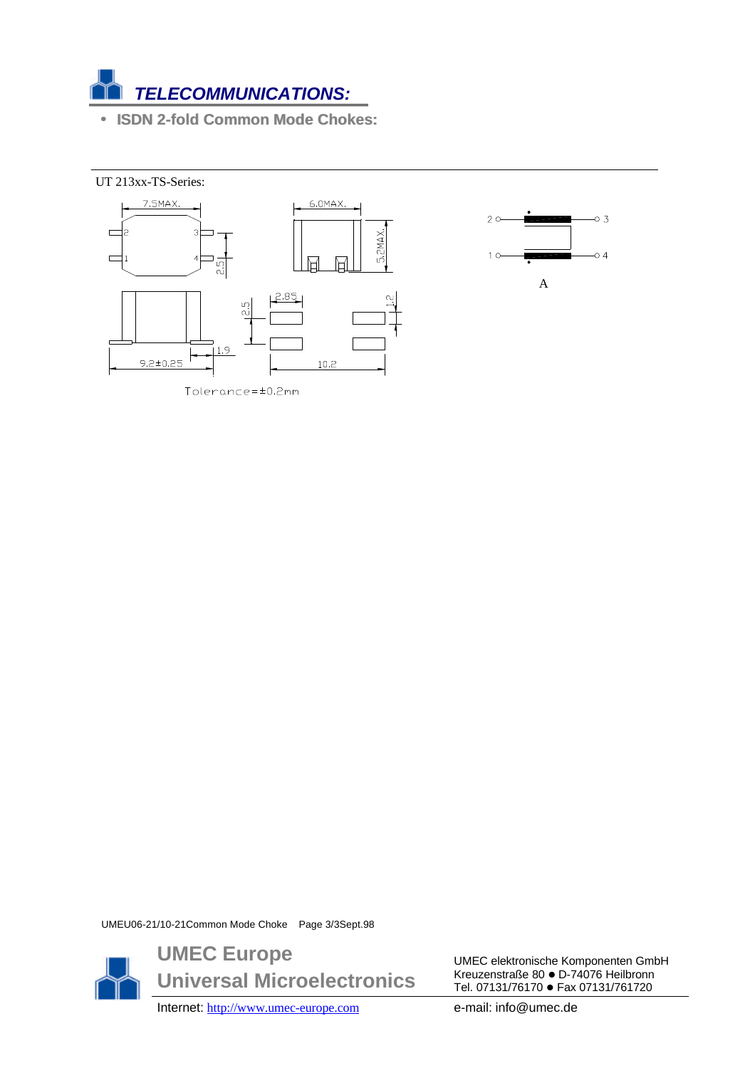## *TELECOMMUNICATIONS:*

- **ISDN 2-fold Common Mode Chokes:**

UT 213xx-TS-Series:

7.5MAX.

6.0MAX.

5.2MAX.

2.5

2.85

2.5

1.2

1.9

9.2±0.25

10.2

Tolerance=±0.2mm

2 3

1 4

A

UMEU06-21/10-21Common Mode Choke Page 3/3Sept.98

**UMEC Europe**
**Universal Microelectronics**

UMEC elektronische Komponenten GmbH
Kreuzenstraße 80 ● D-74076 Heilbronn
Tel. 07131/76170 ● Fax 07131/761720

Internet: http://www.umec-europe.com e-mail: info@umec.de